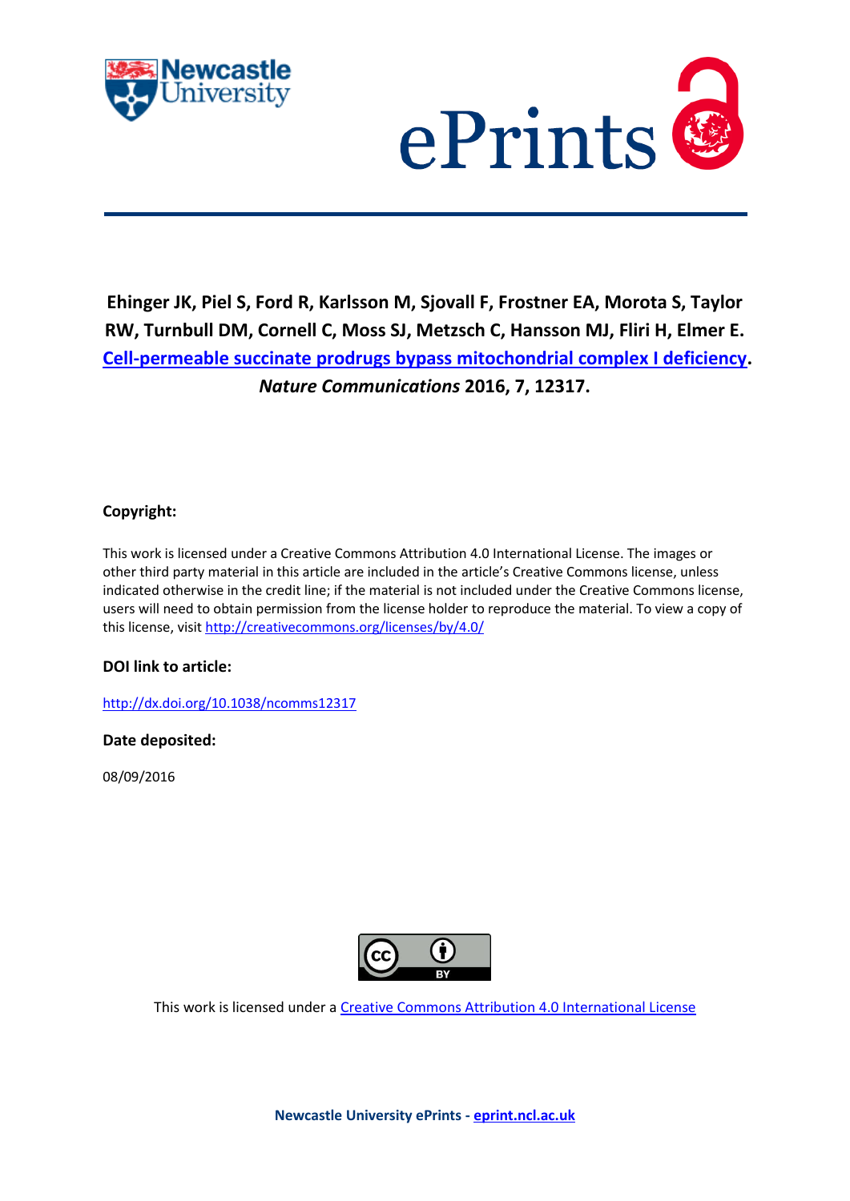**Ehinger JK, Piel S, Ford R, Karlsson M, Sjovall F, Frostner EA, Morota S, Taylor RW, Turnbull DM, Cornell C, Moss SJ, Metzsch C, Hansson MJ, Fliri H, Elmer E. Cell-permeable succinate prodrugs bypass mitochondrial complex I deficiency. *Nature Communications* 2016, 7, 12317.**

**Copyright:**

This work is licensed under a Creative Commons Attribution 4.0 International License. The images or other third party material in this article are included in the article's Creative Commons license, unless indicated otherwise in the credit line; if the material is not included under the Creative Commons license, users will need to obtain permission from the license holder to reproduce the material. To view a copy of this license, visit http://creativecommons.org/licenses/by/4.0/

**DOI link to article:**

http://dx.doi.org/10.1038/ncomms12317

**Date deposited:**

08/09/2016

This work is licensed under a Creative Commons Attribution 4.0 International License

**Newcastle University ePrints - eprint.ncl.ac.uk**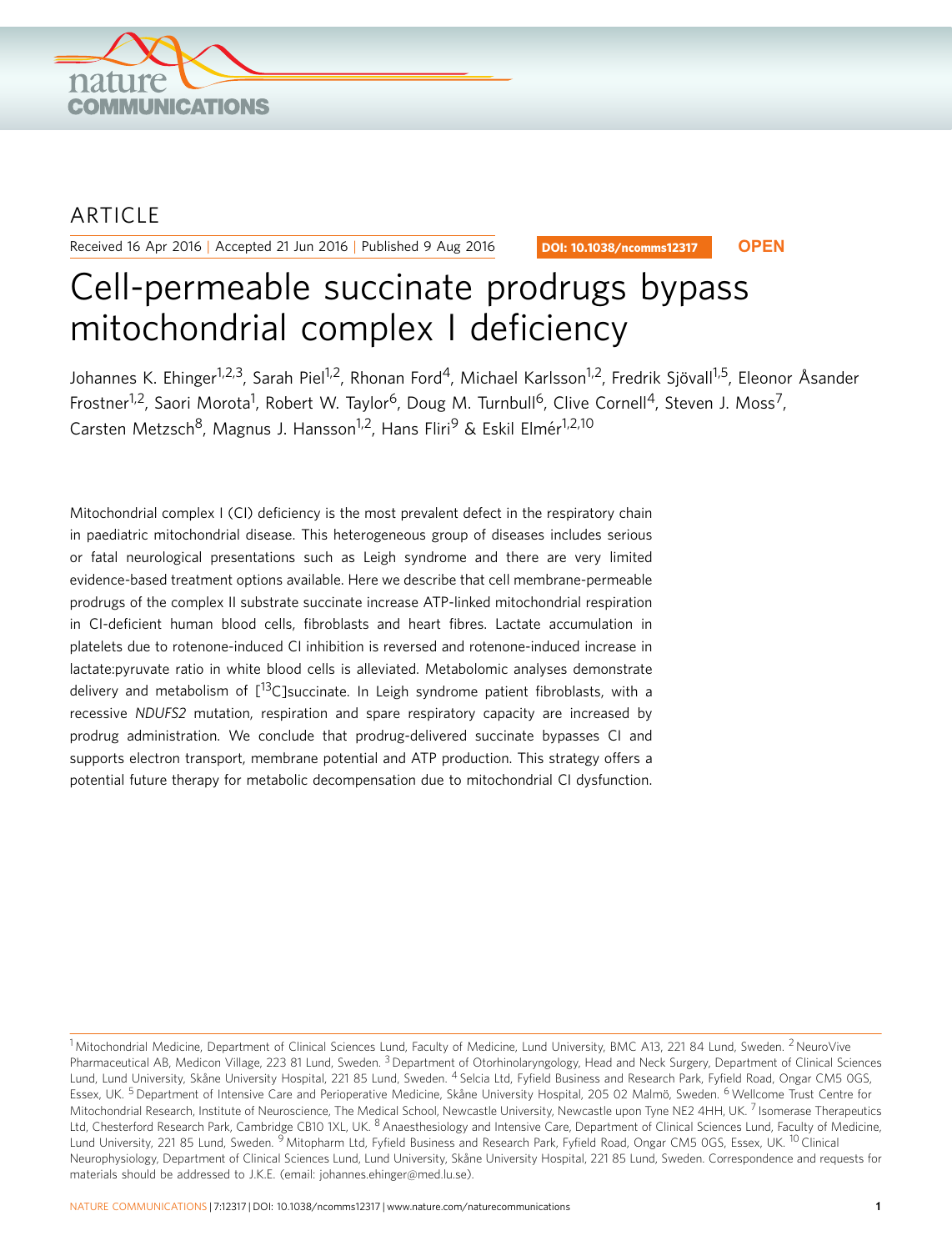ARTICLE

Received 16 Apr 2016 | Accepted 21 Jun 2016 | Published 9 Aug 2016

DOI: 10.1038/ncomms12317 **OPEN**

# Cell-permeable succinate prodrugs bypass mitochondrial complex I deficiency

Johannes K. Ehinger[1,2,3], Sarah Piel[1,2], Rhonan Ford[4], Michael Karlsson[1,2], Fredrik Sjövall[1,5], Eleonor Åsander Frostner[1,2], Saori Morota[1], Robert W. Taylor[6], Doug M. Turnbull[6], Clive Cornell[4], Steven J. Moss[7], Carsten Metzsch[8], Magnus J. Hansson[1,2], Hans Fliri[9] & Eskil Elmér[1,2,10]

Mitochondrial complex I (CI) deficiency is the most prevalent defect in the respiratory chain in paediatric mitochondrial disease. This heterogeneous group of diseases includes serious or fatal neurological presentations such as Leigh syndrome and there are very limited evidence-based treatment options available. Here we describe that cell membrane-permeable prodrugs of the complex II substrate succinate increase ATP-linked mitochondrial respiration in CI-deficient human blood cells, fibroblasts and heart fibres. Lactate accumulation in platelets due to rotenone-induced CI inhibition is reversed and rotenone-induced increase in lactate:pyruvate ratio in white blood cells is alleviated. Metabolomic analyses demonstrate delivery and metabolism of [$^{13}$C]succinate. In Leigh syndrome patient fibroblasts, with a recessive *NDUFS2* mutation, respiration and spare respiratory capacity are increased by prodrug administration. We conclude that prodrug-delivered succinate bypasses CI and supports electron transport, membrane potential and ATP production. This strategy offers a potential future therapy for metabolic decompensation due to mitochondrial CI dysfunction.

[1] Mitochondrial Medicine, Department of Clinical Sciences Lund, Faculty of Medicine, Lund University, BMC A13, 221 84 Lund, Sweden. [2] NeuroVive Pharmaceutical AB, Medicon Village, 223 81 Lund, Sweden. [3] Department of Otorhinolaryngology, Head and Neck Surgery, Department of Clinical Sciences Lund, Lund University, Skåne University Hospital, 221 85 Lund, Sweden. [4] Selcia Ltd, Fyfield Business and Research Park, Fyfield Road, Ongar CM5 0GS, Essex, UK. [5] Department of Intensive Care and Perioperative Medicine, Skåne University Hospital, 205 02 Malmö, Sweden. [6] Wellcome Trust Centre for Mitochondrial Research, Institute of Neuroscience, The Medical School, Newcastle University, Newcastle upon Tyne NE2 4HH, UK. [7] Isomerase Therapeutics Ltd, Chesterford Research Park, Cambridge CB10 1XL, UK. [8] Anaesthesiology and Intensive Care, Department of Clinical Sciences Lund, Faculty of Medicine, Lund University, 221 85 Lund, Sweden. [9] Mitopharm Ltd, Fyfield Business and Research Park, Fyfield Road, Ongar CM5 0GS, Essex, UK. [10] Clinical Neurophysiology, Department of Clinical Sciences Lund, Lund University, Skåne University Hospital, 221 85 Lund, Sweden. Correspondence and requests for materials should be addressed to J.K.E. (email: johannes.ehinger@med.lu.se).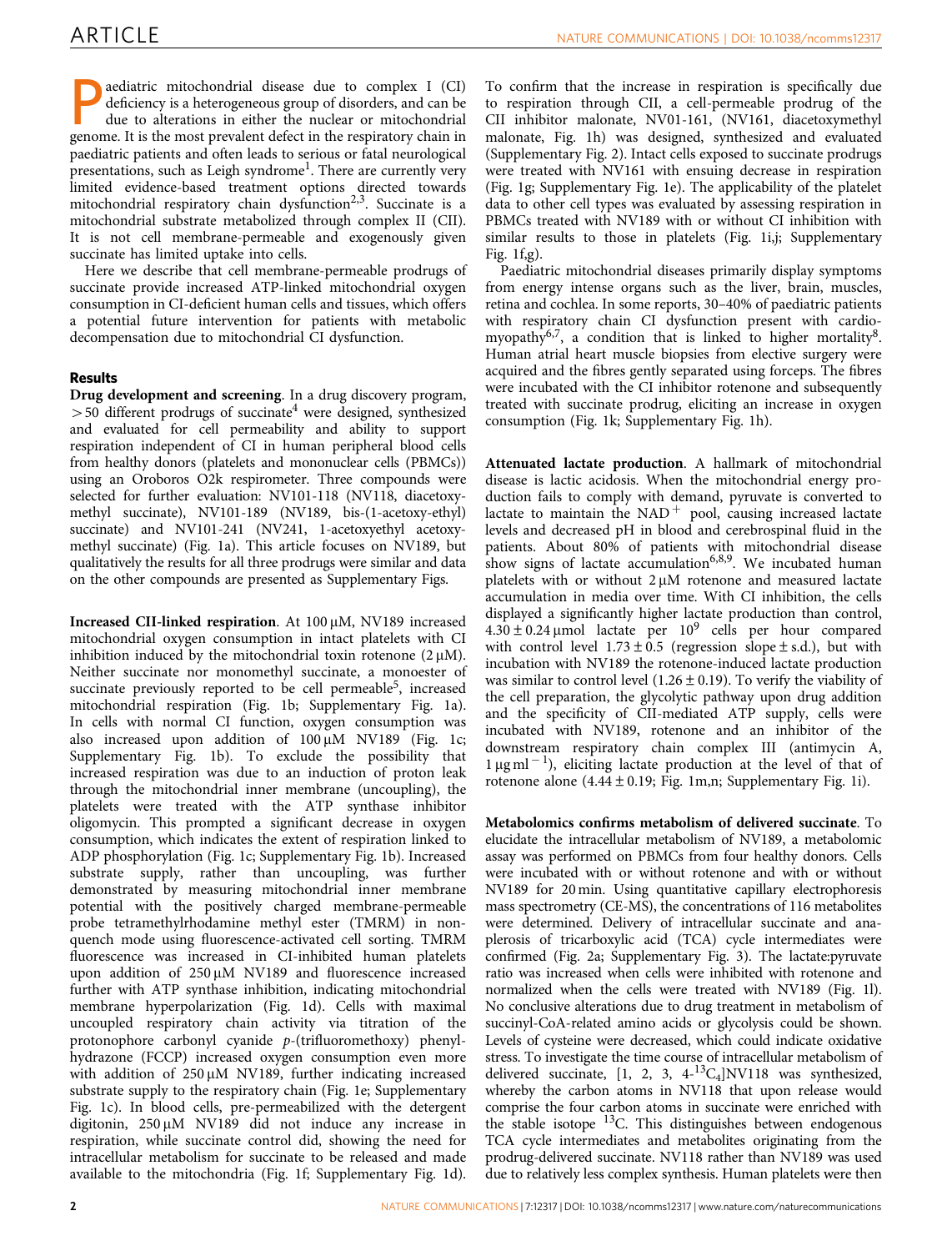Paediatric mitochondrial disease due to complex I (CI) deficiency is a heterogeneous group of disorders, and can be due to alterations in either the nuclear or mitochondrial genome. It is the most prevalent defect in the respiratory chain in paediatric patients and often leads to serious or fatal neurological presentations, such as Leigh syndrome[1]. There are currently very limited evidence-based treatment options directed towards mitochondrial respiratory chain dysfunction[2,3]. Succinate is a mitochondrial substrate metabolized through complex II (CII). It is not cell membrane-permeable and exogenously given succinate has limited uptake into cells.

Here we describe that cell membrane-permeable prodrugs of succinate provide increased ATP-linked mitochondrial oxygen consumption in CI-deficient human cells and tissues, which offers a potential future intervention for patients with metabolic decompensation due to mitochondrial CI dysfunction.

## Results

**Drug development and screening**. In a drug discovery program, >50 different prodrugs of succinate[4] were designed, synthesized and evaluated for cell permeability and ability to support respiration independent of CI in human peripheral blood cells from healthy donors (platelets and mononuclear cells (PBMCs)) using an Oroboros O2k respirometer. Three compounds were selected for further evaluation: NV101-118 (NV118, diacetoxymethyl succinate), NV101-189 (NV189, bis-(1-acetoxy-ethyl) succinate) and NV101-241 (NV241, 1-acetoxyethyl acetoxymethyl succinate) (Fig. 1a). This article focuses on NV189, but qualitatively the results for all three prodrugs were similar and data on the other compounds are presented as Supplementary Figs.

**Increased CII-linked respiration**. At 100 μM, NV189 increased mitochondrial oxygen consumption in intact platelets with CI inhibition induced by the mitochondrial toxin rotenone (2 μM). Neither succinate nor monomethyl succinate, a monoester of succinate previously reported to be cell permeable[5], increased mitochondrial respiration (Fig. 1b; Supplementary Fig. 1a). In cells with normal CI function, oxygen consumption was also increased upon addition of 100 μM NV189 (Fig. 1c; Supplementary Fig. 1b). To exclude the possibility that increased respiration was due to an induction of proton leak through the mitochondrial inner membrane (uncoupling), the platelets were treated with the ATP synthase inhibitor oligomycin. This prompted a significant decrease in oxygen consumption, which indicates the extent of respiration linked to ADP phosphorylation (Fig. 1c; Supplementary Fig. 1b). Increased substrate supply, rather than uncoupling, was further demonstrated by measuring mitochondrial inner membrane potential with the positively charged membrane-permeable probe tetramethylrhodamine methyl ester (TMRM) in non-quench mode using fluorescence-activated cell sorting. TMRM fluorescence was increased in CI-inhibited human platelets upon addition of 250 μM NV189 and fluorescence increased further with ATP synthase inhibition, indicating mitochondrial membrane hyperpolarization (Fig. 1d). Cells with maximal uncoupled respiratory chain activity via titration of the protonophore carbonyl cyanide *p*-(trifluoromethoxy) phenylhydrazone (FCCP) increased oxygen consumption even more with addition of 250 μM NV189, further indicating increased substrate supply to the respiratory chain (Fig. 1e; Supplementary Fig. 1c). In blood cells, pre-permeabilized with the detergent digitonin, 250 μM NV189 did not induce any increase in respiration, while succinate control did, showing the need for intracellular metabolism for succinate to be released and made available to the mitochondria (Fig. 1f; Supplementary Fig. 1d). To confirm that the increase in respiration is specifically due to respiration through CII, a cell-permeable prodrug of the CII inhibitor malonate, NV01-161, (NV161, diacetoxymethyl malonate, Fig. 1h) was designed, synthesized and evaluated (Supplementary Fig. 2). Intact cells exposed to succinate prodrugs were treated with NV161 with ensuing decrease in respiration (Fig. 1g; Supplementary Fig. 1e). The applicability of the platelet data to other cell types was evaluated by assessing respiration in PBMCs treated with NV189 with or without CI inhibition with similar results to those in platelets (Fig. 1i,j; Supplementary Fig. 1f,g).

Paediatric mitochondrial diseases primarily display symptoms from energy intense organs such as the liver, brain, muscles, retina and cochlea. In some reports, 30–40% of paediatric patients with respiratory chain CI dysfunction present with cardiomyopathy[6,7], a condition that is linked to higher mortality[8]. Human atrial heart muscle biopsies from elective surgery were acquired and the fibres gently separated using forceps. The fibres were incubated with the CI inhibitor rotenone and subsequently treated with succinate prodrug, eliciting an increase in oxygen consumption (Fig. 1k; Supplementary Fig. 1h).

**Attenuated lactate production**. A hallmark of mitochondrial disease is lactic acidosis. When the mitochondrial energy production fails to comply with demand, pyruvate is converted to lactate to maintain the $NAD^+$ pool, causing increased lactate levels and decreased pH in blood and cerebrospinal fluid in the patients. About 80% of patients with mitochondrial disease show signs of lactate accumulation[6,8,9]. We incubated human platelets with or without 2 μM rotenone and measured lactate accumulation in media over time. With CI inhibition, the cells displayed a significantly higher lactate production than control, $4.30 \pm 0.24$ μmol lactate per $10^9$ cells per hour compared with control level $1.73 \pm 0.5$ (regression slope ± s.d.), but with incubation with NV189 the rotenone-induced lactate production was similar to control level ($1.26 \pm 0.19$). To verify the viability of the cell preparation, the glycolytic pathway upon drug addition and the specificity of CII-mediated ATP supply, cells were incubated with NV189, rotenone and an inhibitor of the downstream respiratory chain complex III (antimycin A, 1 μg ml$^{-1}$), eliciting lactate production at the level of that of rotenone alone ($4.44 \pm 0.19$; Fig. 1m,n; Supplementary Fig. 1i).

**Metabolomics confirms metabolism of delivered succinate**. To elucidate the intracellular metabolism of NV189, a metabolomic assay was performed on PBMCs from four healthy donors. Cells were incubated with or without rotenone and with or without NV189 for 20 min. Using quantitative capillary electrophoresis mass spectrometry (CE-MS), the concentrations of 116 metabolites were determined. Delivery of intracellular succinate and anaplerosis of tricarboxylic acid (TCA) cycle intermediates were confirmed (Fig. 2a; Supplementary Fig. 3). The lactate:pyruvate ratio was increased when cells were inhibited with rotenone and normalized when the cells were treated with NV189 (Fig. 1l). No conclusive alterations due to drug treatment in metabolism of succinyl-CoA-related amino acids or glycolysis could be shown. Levels of cysteine were decreased, which could indicate oxidative stress. To investigate the time course of intracellular metabolism of delivered succinate, [1, 2, 3, 4-$^{13}C_4$]NV118 was synthesized, whereby the carbon atoms in NV118 that upon release would comprise the four carbon atoms in succinate were enriched with the stable isotope $^{13}C$. This distinguishes between endogenous TCA cycle intermediates and metabolites originating from the prodrug-delivered succinate. NV118 rather than NV189 was used due to relatively less complex synthesis. Human platelets were then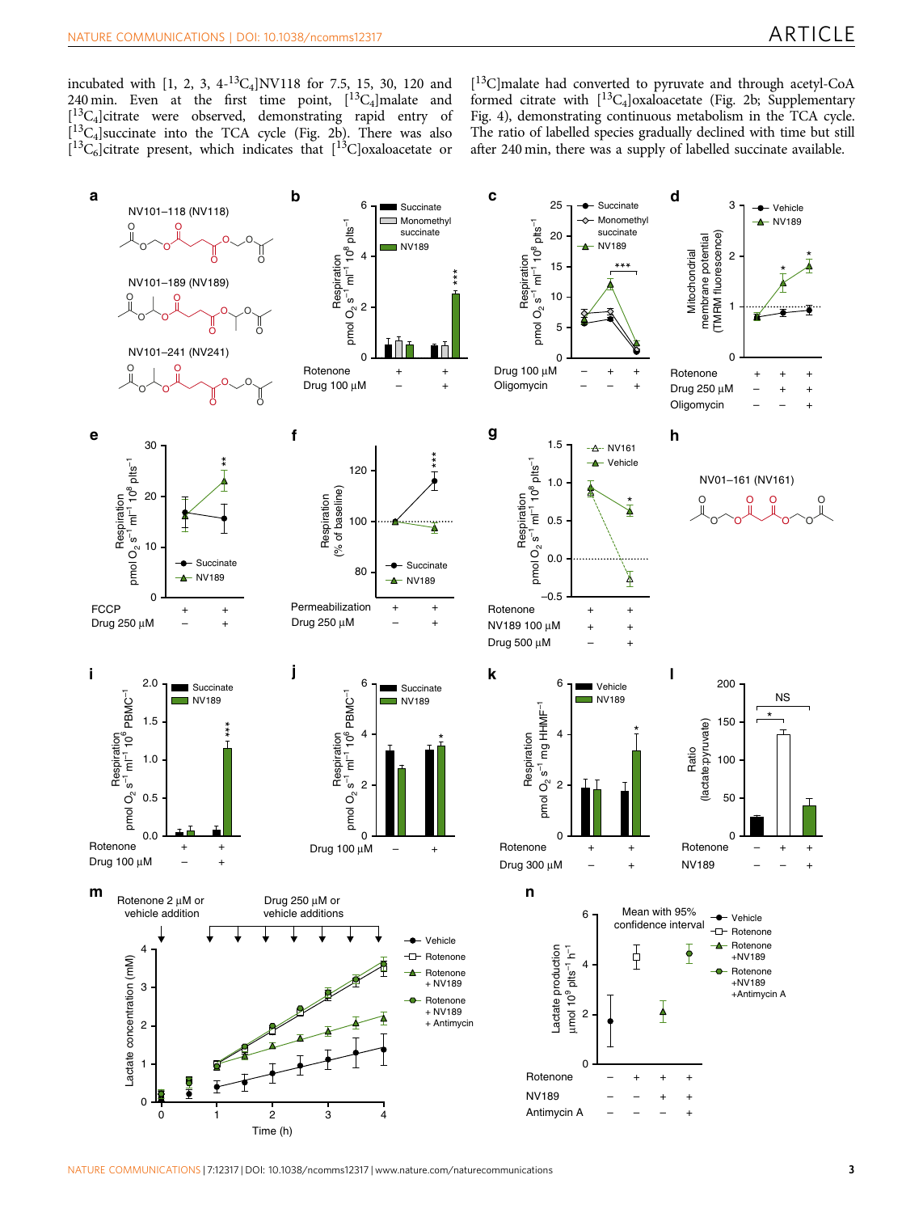incubated with [1, 2, 3, 4-$^{13}C_4$]NV118 for 7.5, 15, 30, 120 and 240 min. Even at the first time point, [$^{13}C_4$]malate and [$^{13}C_4$]citrate were observed, demonstrating rapid entry of [$^{13}C_4$]succinate into the TCA cycle (Fig. 2b). There was also [$^{13}C_6$]citrate present, which indicates that [$^{13}C$]oxaloacetate or [$^{13}C$]malate had converted to pyruvate and through acetyl-CoA formed citrate with [$^{13}C_4$]oxaloacetate (Fig. 2b; Supplementary Fig. 4), demonstrating continuous metabolism in the TCA cycle. The ratio of labelled species gradually declined with time but still after 240 min, there was a supply of labelled succinate available.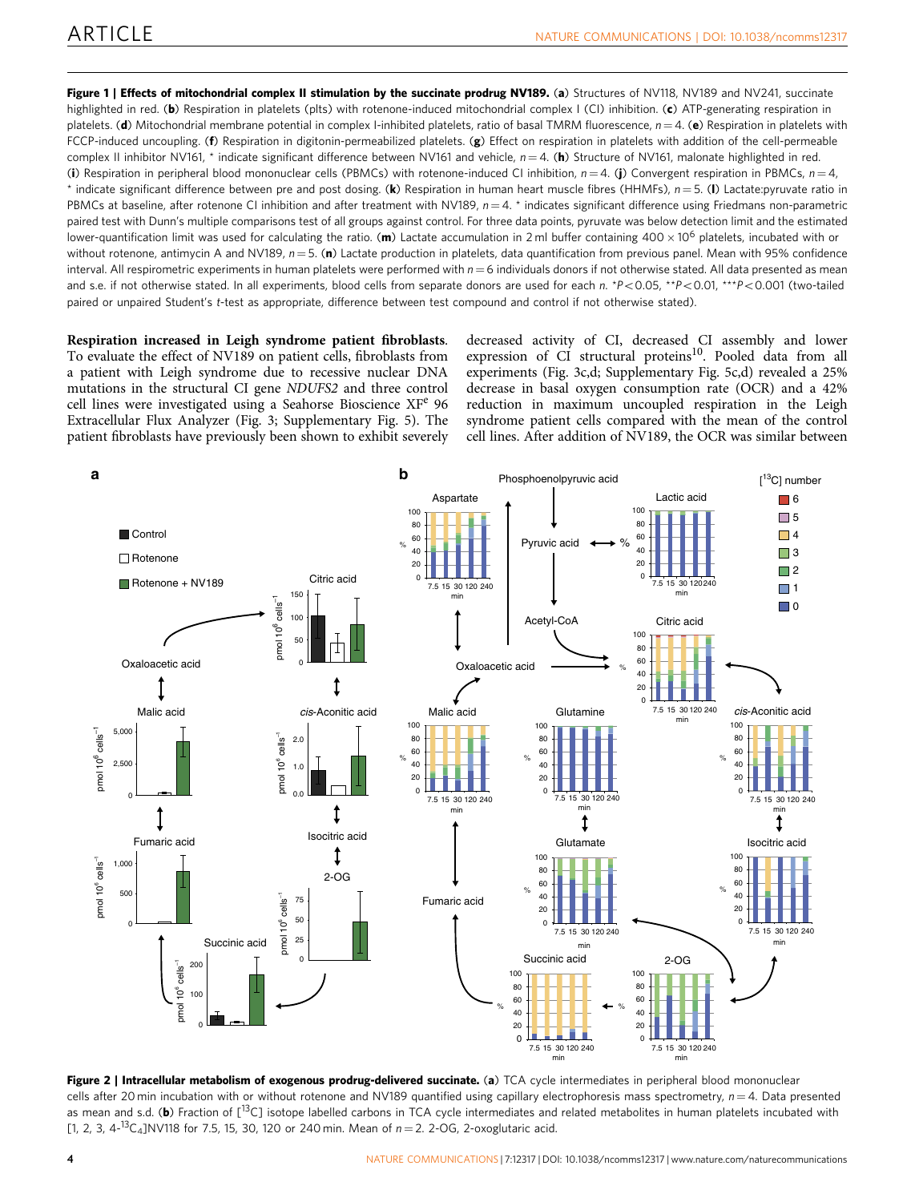**Figure 1 | Effects of mitochondrial complex II stimulation by the succinate prodrug NV189.** (**a**) Structures of NV118, NV189 and NV241, succinate highlighted in red. (**b**) Respiration in platelets (plts) with rotenone-induced mitochondrial complex I (CI) inhibition. (**c**) ATP-generating respiration in platelets. (**d**) Mitochondrial membrane potential in complex I-inhibited platelets, ratio of basal TMRM fluorescence, $n = 4$. (**e**) Respiration in platelets with FCCP-induced uncoupling. (**f**) Respiration in digitonin-permeabilized platelets. (**g**) Effect on respiration in platelets with addition of the cell-permeable complex II inhibitor NV161, * indicate significant difference between NV161 and vehicle, $n = 4$. (**h**) Structure of NV161, malonate highlighted in red. (**i**) Respiration in peripheral blood mononuclear cells (PBMCs) with rotenone-induced CI inhibition, $n = 4$. (**j**) Convergent respiration in PBMCs, $n = 4$, * indicate significant difference between pre and post dosing. (**k**) Respiration in human heart muscle fibres (HHMFs), $n = 5$. (**l**) Lactate:pyruvate ratio in PBMCs at baseline, after rotenone CI inhibition and after treatment with NV189, $n = 4$. * indicates significant difference using Friedmans non-parametric paired test with Dunn's multiple comparisons test of all groups against control. For three data points, pyruvate was below detection limit and the estimated lower-quantification limit was used for calculating the ratio. (**m**) Lactate accumulation in 2 ml buffer containing $400 \times 10^6$ platelets, incubated with or without rotenone, antimycin A and NV189, $n = 5$. (**n**) Lactate production in platelets, data quantification from previous panel. Mean with 95% confidence interval. All respirometric experiments in human platelets were performed with $n = 6$ individuals donors if not otherwise stated. All data presented as mean and s.e. if not otherwise stated. In all experiments, blood cells from separate donors are used for each n. *$P < 0.05$, **$P < 0.01$, ***$P < 0.001$ (two-tailed paired or unpaired Student's t-test as appropriate, difference between test compound and control if not otherwise stated).

**Respiration increased in Leigh syndrome patient fibroblasts.** To evaluate the effect of NV189 on patient cells, fibroblasts from a patient with Leigh syndrome due to recessive nuclear DNA mutations in the structural CI gene *NDUFS2* and three control cell lines were investigated using a Seahorse Bioscience XF[e] 96 Extracellular Flux Analyzer (Fig. 3; Supplementary Fig. 5). The patient fibroblasts have previously been shown to exhibit severely decreased activity of CI, decreased CI assembly and lower expression of CI structural proteins[10]. Pooled data from all experiments (Fig. 3c,d; Supplementary Fig. 5c,d) revealed a 25% decrease in basal oxygen consumption rate (OCR) and a 42% reduction in maximum uncoupled respiration in the Leigh syndrome patient cells compared with the mean of the control cell lines. After addition of NV189, the OCR was similar between

**Figure 2 | Intracellular metabolism of exogenous prodrug-delivered succinate.** (**a**) TCA cycle intermediates in peripheral blood mononuclear cells after 20 min incubation with or without rotenone and NV189 quantified using capillary electrophoresis mass spectrometry, $n = 4$. Data presented as mean and s.d. (**b**) Fraction of [$^{13}$C] isotope labelled carbons in TCA cycle intermediates and related metabolites in human platelets incubated with [1, 2, 3, 4-$^{13}C_4$]NV118 for 7.5, 15, 30, 120 or 240 min. Mean of $n = 2$. 2-OG, 2-oxoglutaric acid.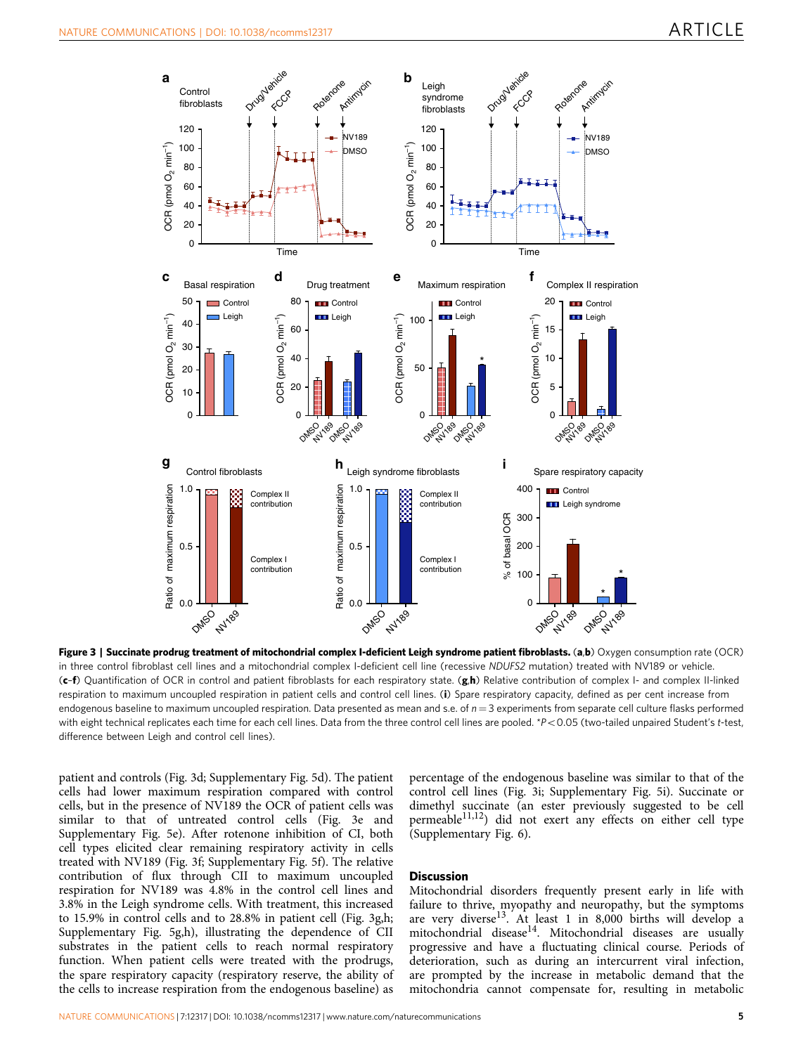**Figure 3 | Succinate prodrug treatment of mitochondrial complex I-deficient Leigh syndrome patient fibroblasts.** (**a**,**b**) Oxygen consumption rate (OCR) in three control fibroblast cell lines and a mitochondrial complex I-deficient cell line (recessive *NDUFS2* mutation) treated with NV189 or vehicle. (**c**–**f**) Quantification of OCR in control and patient fibroblasts for each respiratory state. (**g**,**h**) Relative contribution of complex I- and complex II-linked respiration to maximum uncoupled respiration in patient cells and control cell lines. (**i**) Spare respiratory capacity, defined as per cent increase from endogenous baseline to maximum uncoupled respiration. Data presented as mean and s.e. of $n = 3$ experiments from separate cell culture flasks performed with eight technical replicates each time for each cell lines. Data from the three control cell lines are pooled. \*$P < 0.05$ (two-tailed unpaired Student's *t*-test, difference between Leigh and control cell lines).

patient and controls (Fig. 3d; Supplementary Fig. 5d). The patient cells had lower maximum respiration compared with control cells, but in the presence of NV189 the OCR of patient cells was similar to that of untreated control cells (Fig. 3e and Supplementary Fig. 5e). After rotenone inhibition of CI, both cell types elicited clear remaining respiratory activity in cells treated with NV189 (Fig. 3f; Supplementary Fig. 5f). The relative contribution of flux through CII to maximum uncoupled respiration for NV189 was 4.8% in the control cell lines and 3.8% in the Leigh syndrome cells. With treatment, this increased to 15.9% in control cells and to 28.8% in patient cell (Fig. 3g,h; Supplementary Fig. 5g,h), illustrating the dependence of CII substrates in the patient cells to reach normal respiratory function. When patient cells were treated with the prodrugs, the spare respiratory capacity (respiratory reserve, the ability of the cells to increase respiration from the endogenous baseline) as percentage of the endogenous baseline was similar to that of the control cell lines (Fig. 3i; Supplementary Fig. 5i). Succinate or dimethyl succinate (an ester previously suggested to be cell permeable[11,12]) did not exert any effects on either cell type (Supplementary Fig. 6).

## Discussion

Mitochondrial disorders frequently present early in life with failure to thrive, myopathy and neuropathy, but the symptoms are very diverse[13]. At least 1 in 8,000 births will develop a mitochondrial disease[14]. Mitochondrial diseases are usually progressive and have a fluctuating clinical course. Periods of deterioration, such as during an intercurrent viral infection, are prompted by the increase in metabolic demand that the mitochondria cannot compensate for, resulting in metabolic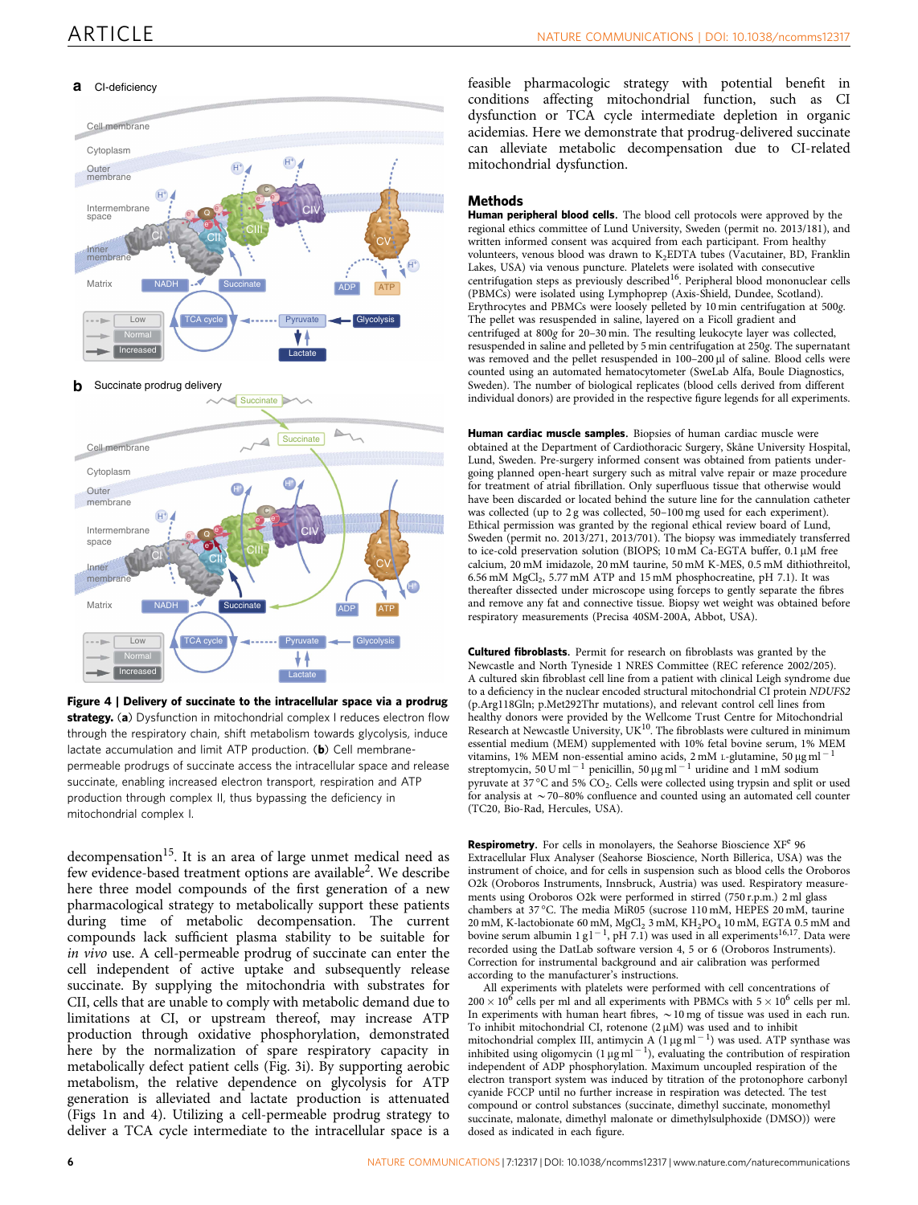**Figure 4 | Delivery of succinate to the intracellular space via a prodrug strategy.** (**a**) Dysfunction in mitochondrial complex I reduces electron flow through the respiratory chain, shift metabolism towards glycolysis, induce lactate accumulation and limit ATP production. (**b**) Cell membrane-permeable prodrugs of succinate access the intracellular space and release succinate, enabling increased electron transport, respiration and ATP production through complex II, thus bypassing the deficiency in mitochondrial complex I.

decompensation[15]. It is an area of large unmet medical need as few evidence-based treatment options are available[2]. We describe here three model compounds of the first generation of a new pharmacological strategy to metabolically support these patients during time of metabolic decompensation. The current compounds lack sufficient plasma stability to be suitable for *in vivo* use. A cell-permeable prodrug of succinate can enter the cell independent of active uptake and subsequently release succinate. By supplying the mitochondria with substrates for CII, cells that are unable to comply with metabolic demand due to limitations at CI, or upstream thereof, may increase ATP production through oxidative phosphorylation, demonstrated here by the normalization of spare respiratory capacity in metabolically defect patient cells (Fig. 3i). By supporting aerobic metabolism, the relative dependence on glycolysis for ATP generation is alleviated and lactate production is attenuated (Figs 1n and 4). Utilizing a cell-permeable prodrug strategy to deliver a TCA cycle intermediate to the intracellular space is a feasible pharmacologic strategy with potential benefit in conditions affecting mitochondrial function, such as CI dysfunction or TCA cycle intermediate depletion in organic acidemias. Here we demonstrate that prodrug-delivered succinate can alleviate metabolic decompensation due to CI-related mitochondrial dysfunction.

## Methods

**Human peripheral blood cells.** The blood cell protocols were approved by the regional ethics committee of Lund University, Sweden (permit no. 2013/181), and written informed consent was acquired from each participant. From healthy volunteers, venous blood was drawn to $K_2$EDTA tubes (Vacutainer, BD, Franklin Lakes, USA) via venous puncture. Platelets were isolated with consecutive centrifugation steps as previously described[16]. Peripheral blood mononuclear cells (PBMCs) were isolated using Lymphoprep (Axis-Shield, Dundee, Scotland). Erythrocytes and PBMCs were loosely pelleted by 10 min centrifugation at 500*g*. The pellet was resuspended in saline, layered on a Ficoll gradient and centrifuged at 800*g* for 20–30 min. The resulting leukocyte layer was collected, resuspended in saline and pelleted by 5 min centrifugation at 250*g*. The supernatant was removed and the pellet resuspended in 100–200 μl of saline. Blood cells were counted using an automated hematocytometer (SweLab Alfa, Boule Diagnostics, Sweden). The number of biological replicates (blood cells derived from different individual donors) are provided in the respective figure legends for all experiments.

**Human cardiac muscle samples.** Biopsies of human cardiac muscle were obtained at the Department of Cardiothoracic Surgery, Skåne University Hospital, Lund, Sweden. Pre-surgery informed consent was obtained from patients undergoing planned open-heart surgery such as mitral valve repair or maze procedure for treatment of atrial fibrillation. Only superfluous tissue that otherwise would have been discarded or located behind the suture line for the cannulation catheter was collected (up to 2 g was collected, 50–100 mg used for each experiment). Ethical permission was granted by the regional ethical review board of Lund, Sweden (permit no. 2013/271, 2013/701). The biopsy was immediately transferred to ice-cold preservation solution (BIOPS; 10 mM Ca-EGTA buffer, 0.1 μM free calcium, 20 mM imidazole, 20 mM taurine, 50 mM K-MES, 0.5 mM dithiothreitol, 6.56 mM $MgCl_2$, 5.77 mM ATP and 15 mM phosphocreatine, pH 7.1). It was thereafter dissected under microscope using forceps to gently separate the fibres and remove any fat and connective tissue. Biopsy wet weight was obtained before respiratory measurements (Precisa 40SM-200A, Abbot, USA).

**Cultured fibroblasts.** Permit for research on fibroblasts was granted by the Newcastle and North Tyneside 1 NRES Committee (REC reference 2002/205). A cultured skin fibroblast cell line from a patient with clinical Leigh syndrome due to a deficiency in the nuclear encoded structural mitochondrial CI protein *NDUFS2* (p.Arg118Gln; p.Met292Thr mutations), and relevant control cell lines from healthy donors were provided by the Wellcome Trust Centre for Mitochondrial Research at Newcastle University, UK[10]. The fibroblasts were cultured in minimum essential medium (MEM) supplemented with 10% fetal bovine serum, 1% MEM vitamins, 1% MEM non-essential amino acids, 2 mM L-glutamine, 50 μg $ml^{-1}$ streptomycin, 50 U $ml^{-1}$ penicillin, 50 μg $ml^{-1}$ uridine and 1 mM sodium pyruvate at 37 °C and 5% $CO_2$. Cells were collected using trypsin and split or used for analysis at ~70–80% confluence and counted using an automated cell counter (TC20, Bio-Rad, Hercules, USA).

**Respirometry.** For cells in monolayers, the Seahorse Bioscience $XF^e$ 96 Extracellular Flux Analyser (Seahorse Bioscience, North Billerica, USA) was the instrument of choice, and for cells in suspension such as blood cells the Oroboros O2k (Oroboros Instruments, Innsbruck, Austria) was used. Respiratory measurements using Oroboros O2k were performed in stirred (750 r.p.m.) 2 ml glass chambers at 37 °C. The media MiR05 (sucrose 110 mM, HEPES 20 mM, taurine 20 mM, K-lactobionate 60 mM, $MgCl_2$ 3 mM, $KH_2PO_4$ 10 mM, EGTA 0.5 mM and bovine serum albumin 1 g $l^{-1}$, pH 7.1) was used in all experiments[16,17]. Data were recorded using the DatLab software version 4, 5 or 6 (Oroboros Instruments). Correction for instrumental background and air calibration was performed according to the manufacturer's instructions.

All experiments with platelets were performed with cell concentrations of $200 \times 10^6$ cells per ml and all experiments with PBMCs with $5 \times 10^6$ cells per ml. In experiments with human heart fibres, ~10 mg of tissue was used in each run. To inhibit mitochondrial CI, rotenone (2 μM) was used and to inhibit mitochondrial complex III, antimycin A (1 μg $ml^{-1}$) was used. ATP synthase was inhibited using oligomycin (1 μg $ml^{-1}$), evaluating the contribution of respiration independent of ADP phosphorylation. Maximum uncoupled respiration of the electron transport system was induced by titration of the protonophore carbonyl cyanide FCCP until no further increase in respiration was detected. The test compound or control substances (succinate, dimethyl succinate, monomethyl succinate, malonate, dimethyl malonate or dimethylsulphoxide (DMSO)) were dosed as indicated in each figure.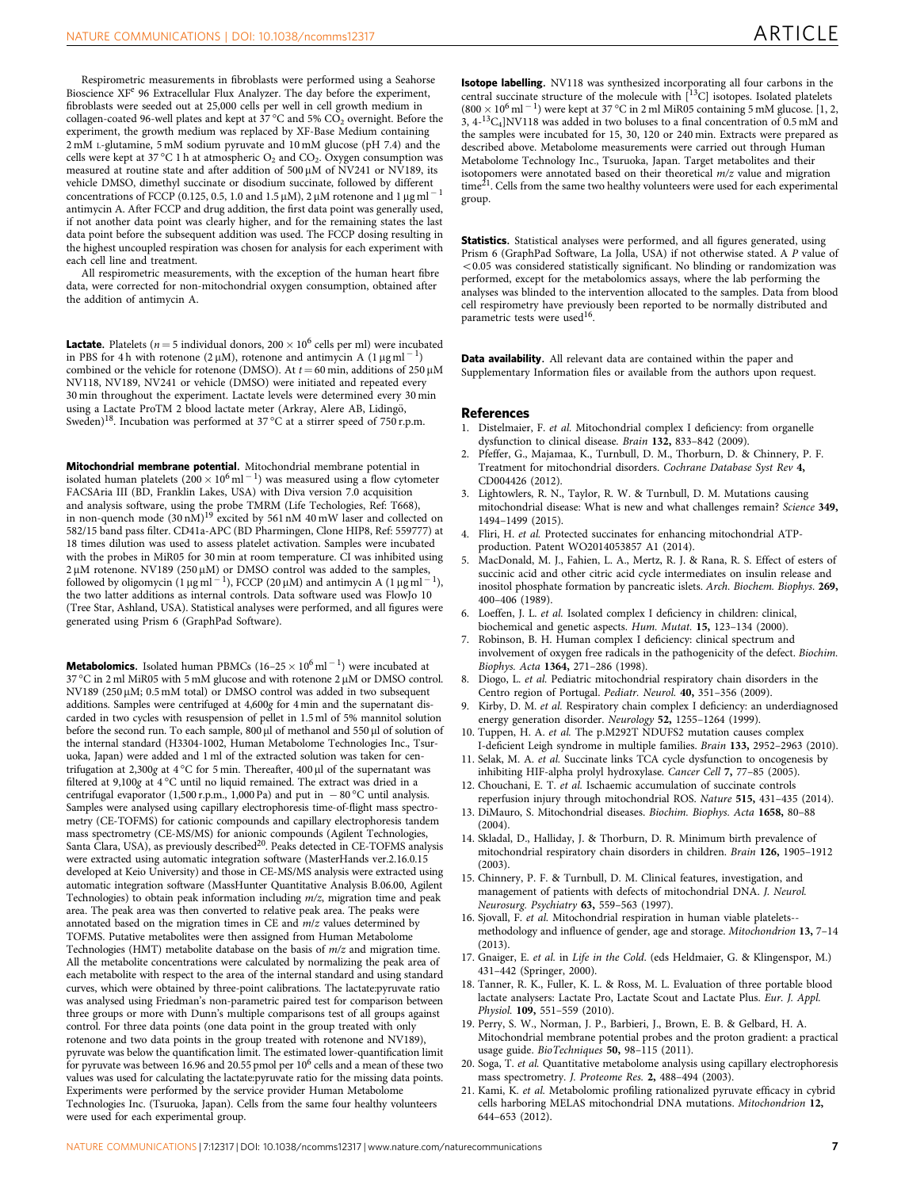Respirometric measurements in fibroblasts were performed using a Seahorse Bioscience XF$^e$ 96 Extracellular Flux Analyzer. The day before the experiment, fibroblasts were seeded out at 25,000 cells per well in cell growth medium in collagen-coated 96-well plates and kept at 37 °C and 5% $CO_2$ overnight. Before the experiment, the growth medium was replaced by XF-Base Medium containing 2 mM L-glutamine, 5 mM sodium pyruvate and 10 mM glucose (pH 7.4) and the cells were kept at 37 °C 1 h at atmospheric $O_2$ and $CO_2$. Oxygen consumption was measured at routine state and after addition of 500 μM of NV241 or NV189, its vehicle DMSO, dimethyl succinate or disodium succinate, followed by different concentrations of FCCP (0.125, 0.5, 1.0 and 1.5 μM), 2 μM rotenone and 1 μg ml$^{-1}$ antimycin A. After FCCP and drug addition, the first data point was generally used, if not another data point was clearly higher, and for the remaining states the last data point before the subsequent addition was used. The FCCP dosing resulting in the highest uncoupled respiration was chosen for analysis for each experiment with each cell line and treatment.

All respirometric measurements, with the exception of the human heart fibre data, were corrected for non-mitochondrial oxygen consumption, obtained after the addition of antimycin A.

**Lactate.** Platelets ($n = 5$ individual donors, $200 \times 10^6$ cells per ml) were incubated in PBS for 4 h with rotenone (2 μM), rotenone and antimycin A (1 μg ml$^{-1}$) combined or the vehicle for rotenone (DMSO). At $t = 60$ min, additions of 250 μM NV118, NV189, NV241 or vehicle (DMSO) were initiated and repeated every 30 min throughout the experiment. Lactate levels were determined every 30 min using a Lactate ProTM 2 blood lactate meter (Arkray, Alere AB, Lidingö, Sweden)[18]. Incubation was performed at 37 °C at a stirrer speed of 750 r.p.m.

**Mitochondrial membrane potential.** Mitochondrial membrane potential in isolated human platelets ($200 \times 10^6$ ml$^{-1}$) was measured using a flow cytometer FACSAria III (BD, Franklin Lakes, USA) with Diva version 7.0 acquisition and analysis software, using the probe TMRM (Life Techologies, Ref: T668), in non-quench mode (30 nM)[19] excited by 561 nM 40 mW laser and collected on 582/15 band pass filter. CD41a-APC (BD Pharmingen, Clone HIP8, Ref: 559777) at 18 times dilution was used to assess platelet activation. Samples were incubated with the probes in MiR05 for 30 min at room temperature. CI was inhibited using 2 μM rotenone. NV189 (250 μM) or DMSO control was added to the samples, followed by oligomycin (1 μg ml$^{-1}$), FCCP (20 μM) and antimycin A (1 μg ml$^{-1}$), the two latter additions as internal controls. Data software used was FlowJo 10 (Tree Star, Ashland, USA). Statistical analyses were performed, and all figures were generated using Prism 6 (GraphPad Software).

**Metabolomics.** Isolated human PBMCs ($16–25 \times 10^6$ ml$^{-1}$) were incubated at 37 °C in 2 ml MiR05 with 5 mM glucose and with rotenone 2 μM or DMSO control. NV189 (250 μM; 0.5 mM total) or DMSO control was added in two subsequent additions. Samples were centrifuged at 4,600*g* for 4 min and the supernatant discarded in two cycles with resuspension of pellet in 1.5 ml of 5% mannitol solution before the second run. To each sample, 800 μl of methanol and 550 μl of solution of the internal standard (H3304-1002, Human Metabolome Technologies Inc., Tsuruoka, Japan) were added and 1 ml of the extracted solution was taken for centrifugation at 2,300*g* at 4 °C for 5 min. Thereafter, 400 μl of the supernatant was filtered at 9,100*g* at 4 °C until no liquid remained. The extract was dried in a centrifugal evaporator (1,500 r.p.m., 1,000 Pa) and put in −80 °C until analysis. Samples were analysed using capillary electrophoresis time-of-flight mass spectrometry (CE-TOFMS) for cationic compounds and capillary electrophoresis tandem mass spectrometry (CE-MS/MS) for anionic compounds (Agilent Technologies, Santa Clara, USA), as previously described[20]. Peaks detected in CE-TOFMS analysis were extracted using automatic integration software (MasterHands ver.2.16.0.15 developed at Keio University) and those in CE-MS/MS analysis were extracted using automatic integration software (MassHunter Quantitative Analysis B.06.00, Agilent Technologies) to obtain peak information including *m/z*, migration time and peak area. The peak area was then converted to relative peak area. The peaks were annotated based on the migration times in CE and *m/z* values determined by TOFMS. Putative metabolites were then assigned from Human Metabolome Technologies (HMT) metabolite database on the basis of *m/z* and migration time. All the metabolite concentrations were calculated by normalizing the peak area of each metabolite with respect to the area of the internal standard and using standard curves, which were obtained by three-point calibrations. The lactate:pyruvate ratio was analysed using Friedman's non-parametric paired test for comparison between three groups or more with Dunn's multiple comparisons test of all groups against control. For three data points (one data point in the group treated with only rotenone and two data points in the group treated with rotenone and NV189), pyruvate was below the quantification limit. The estimated lower-quantification limit for pyruvate was between 16.96 and 20.55 pmol per $10^6$ cells and a mean of these two values was used for calculating the lactate:pyruvate ratio for the missing data points. Experiments were performed by the service provider Human Metabolome Technologies Inc. (Tsuruoka, Japan). Cells from the same four healthy volunteers were used for each experimental group.

**Isotope labelling.** NV118 was synthesized incorporating all four carbons in the central succinate structure of the molecule with [$^{13}$C] isotopes. Isolated platelets ($800 \times 10^6$ ml$^{-1}$) were kept at 37 °C in 2 ml MiR05 containing 5 mM glucose. [1, 2, 3, 4-$^{13}C_4$]NV118 was added in two boluses to a final concentration of 0.5 mM and the samples were incubated for 15, 30, 120 or 240 min. Extracts were prepared as described above. Metabolome measurements were carried out through Human Metabolome Technology Inc., Tsuruoka, Japan. Target metabolites and their isotopomers were annotated based on their theoretical *m/z* value and migration time[21]. Cells from the same two healthy volunteers were used for each experimental group.

**Statistics.** Statistical analyses were performed, and all figures generated, using Prism 6 (GraphPad Software, La Jolla, USA) if not otherwise stated. A *P* value of <0.05 was considered statistically significant. No blinding or randomization was performed, except for the metabolomics assays, where the lab performing the analyses was blinded to the intervention allocated to the samples. Data from blood cell respirometry have previously been reported to be normally distributed and parametric tests were used[16].

**Data availability.** All relevant data are contained within the paper and Supplementary Information files or available from the authors upon request.

## References

1. Distelmaier, F. *et al.* Mitochondrial complex I deficiency: from organelle dysfunction to clinical disease. *Brain* **132,** 833–842 (2009).
2. Pfeffer, G., Majamaa, K., Turnbull, D. M., Thorburn, D. & Chinnery, P. F. Treatment for mitochondrial disorders. *Cochrane Database Syst Rev* **4,** CD004426 (2012).
3. Lightowlers, R. N., Taylor, R. W. & Turnbull, D. M. Mutations causing mitochondrial disease: What is new and what challenges remain? *Science* **349,** 1494–1499 (2015).
4. Fliri, H. *et al.* Protected succinates for enhancing mitochondrial ATP-production. Patent WO2014053857 A1 (2014).
5. MacDonald, M. J., Fahien, L. A., Mertz, R. J. & Rana, R. S. Effect of esters of succinic acid and other citric acid cycle intermediates on insulin release and inositol phosphate formation by pancreatic islets. *Arch. Biochem. Biophys.* **269,** 400–406 (1989).
6. Loeffen, J. L. *et al.* Isolated complex I deficiency in children: clinical, biochemical and genetic aspects. *Hum. Mutat.* **15,** 123–134 (2000).
7. Robinson, B. H. Human complex I deficiency: clinical spectrum and involvement of oxygen free radicals in the pathogenicity of the defect. *Biochim. Biophys. Acta* **1364,** 271–286 (1998).
8. Diogo, L. *et al.* Pediatric mitochondrial respiratory chain disorders in the Centro region of Portugal. *Pediatr. Neurol.* **40,** 351–356 (2009).
9. Kirby, D. M. *et al.* Respiratory chain complex I deficiency: an underdiagnosed energy generation disorder. *Neurology* **52,** 1255–1264 (1999).
10. Tuppen, H. A. *et al.* The p.M292T NDUFS2 mutation causes complex I-deficient Leigh syndrome in multiple families. *Brain* **133,** 2952–2963 (2010).
11. Selak, M. A. *et al.* Succinate links TCA cycle dysfunction to oncogenesis by inhibiting HIF-alpha prolyl hydroxylase. *Cancer Cell* **7,** 77–85 (2005).
12. Chouchani, E. T. *et al.* Ischaemic accumulation of succinate controls reperfusion injury through mitochondrial ROS. *Nature* **515,** 431–435 (2014).
13. DiMauro, S. Mitochondrial diseases. *Biochim. Biophys. Acta* **1658,** 80–88 (2004).
14. Skladal, D., Halliday, J. & Thorburn, D. R. Minimum birth prevalence of mitochondrial respiratory chain disorders in children. *Brain* **126,** 1905–1912 (2003).
15. Chinnery, P. F. & Turnbull, D. M. Clinical features, investigation, and management of patients with defects of mitochondrial DNA. *J. Neurol. Neurosurg. Psychiatry* **63,** 559–563 (1997).
16. Sjovall, F. *et al.* Mitochondrial respiration in human viable platelets--methodology and influence of gender, age and storage. *Mitochondrion* **13,** 7–14 (2013).
17. Gnaiger, E. *et al.* in *Life in the Cold*. (eds Heldmaier, G. & Klingenspor, M.) 431–442 (Springer, 2000).
18. Tanner, R. K., Fuller, K. L. & Ross, M. L. Evaluation of three portable blood lactate analysers: Lactate Pro, Lactate Scout and Lactate Plus. *Eur. J. Appl. Physiol.* **109,** 551–559 (2010).
19. Perry, S. W., Norman, J. P., Barbieri, J., Brown, E. B. & Gelbard, H. A. Mitochondrial membrane potential probes and the proton gradient: a practical usage guide. *BioTechniques* **50,** 98–115 (2011).
20. Soga, T. *et al.* Quantitative metabolome analysis using capillary electrophoresis mass spectrometry. *J. Proteome Res.* **2,** 488–494 (2003).
21. Kami, K. *et al.* Metabolomic profiling rationalized pyruvate efficacy in cybrid cells harboring MELAS mitochondrial DNA mutations. *Mitochondrion* **12,** 644–653 (2012).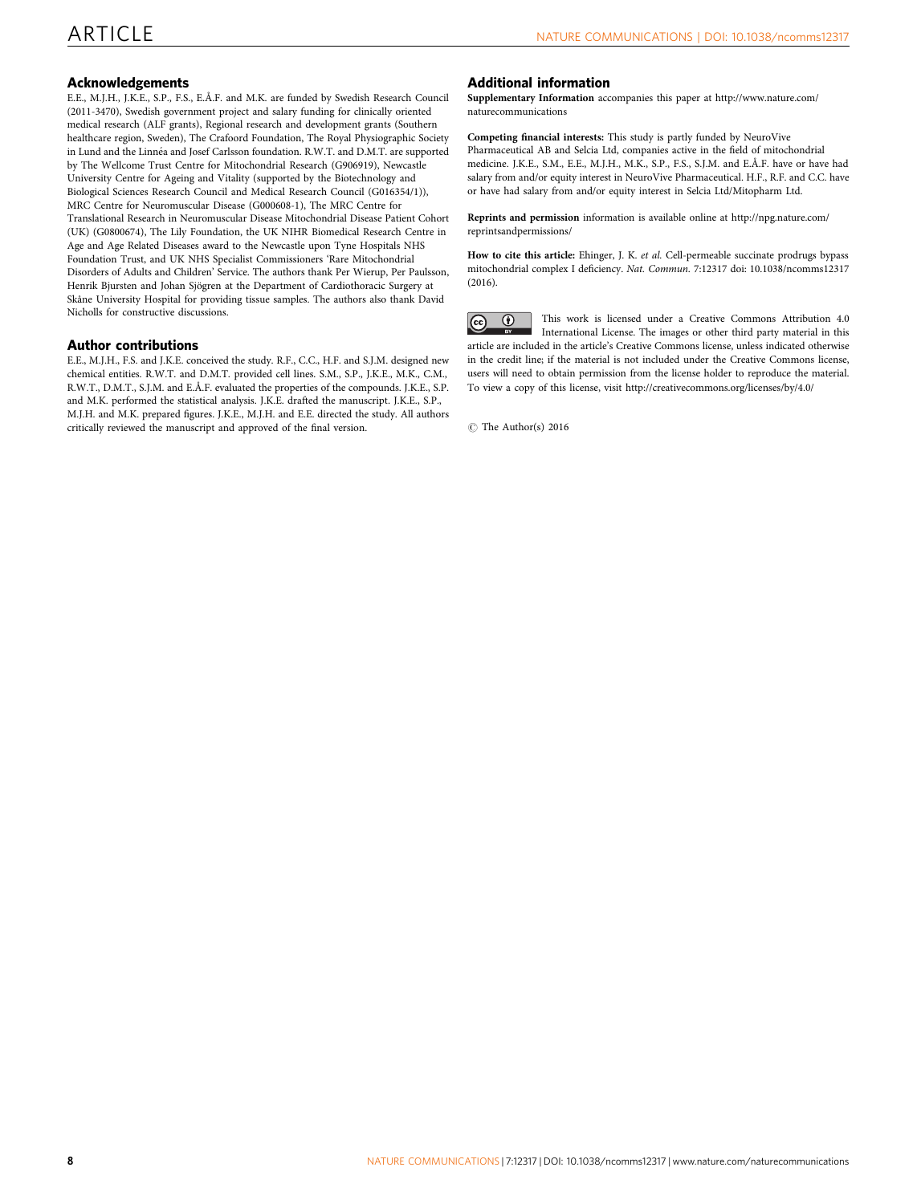## Acknowledgements

E.E., M.J.H., J.K.E., S.P., F.S., E.Å.F. and M.K. are funded by Swedish Research Council (2011-3470), Swedish government project and salary funding for clinically oriented medical research (ALF grants), Regional research and development grants (Southern healthcare region, Sweden), The Crafoord Foundation, The Royal Physiographic Society in Lund and the Linnéa and Josef Carlsson foundation. R.W.T. and D.M.T. are supported by The Wellcome Trust Centre for Mitochondrial Research (G906919), Newcastle University Centre for Ageing and Vitality (supported by the Biotechnology and Biological Sciences Research Council and Medical Research Council (G016354/1)), MRC Centre for Neuromuscular Disease (G000608-1), The MRC Centre for Translational Research in Neuromuscular Disease Mitochondrial Disease Patient Cohort (UK) (G0800674), The Lily Foundation, the UK NIHR Biomedical Research Centre in Age and Age Related Diseases award to the Newcastle upon Tyne Hospitals NHS Foundation Trust, and UK NHS Specialist Commissioners 'Rare Mitochondrial Disorders of Adults and Children' Service. The authors thank Per Wierup, Per Paulsson, Henrik Bjursten and Johan Sjögren at the Department of Cardiothoracic Surgery at Skåne University Hospital for providing tissue samples. The authors also thank David Nicholls for constructive discussions.

## Author contributions

E.E., M.J.H., F.S. and J.K.E. conceived the study. R.F., C.C., H.F. and S.J.M. designed new chemical entities. R.W.T. and D.M.T. provided cell lines. S.M., S.P., J.K.E., M.K., C.M., R.W.T., D.M.T., S.J.M. and E.Å.F. evaluated the properties of the compounds. J.K.E., S.P. and M.K. performed the statistical analysis. J.K.E. drafted the manuscript. J.K.E., S.P., M.J.H. and M.K. prepared figures. J.K.E., M.J.H. and E.E. directed the study. All authors critically reviewed the manuscript and approved of the final version.

## Additional information

**Supplementary Information** accompanies this paper at http://www.nature.com/naturecommunications

**Competing financial interests:** This study is partly funded by NeuroVive Pharmaceutical AB and Selcia Ltd, companies active in the field of mitochondrial medicine. J.K.E., S.M., E.E., M.J.H., M.K., S.P., F.S., S.J.M. and E.Å.F. have or have had salary from and/or equity interest in NeuroVive Pharmaceutical. H.F., R.F. and C.C. have or have had salary from and/or equity interest in Selcia Ltd/Mitopharm Ltd.

**Reprints and permission** information is available online at http://npg.nature.com/reprintsandpermissions/

**How to cite this article:** Ehinger, J. K. *et al.* Cell-permeable succinate prodrugs bypass mitochondrial complex I deficiency. *Nat. Commun.* 7:12317 doi: 10.1038/ncomms12317 (2016).

This work is licensed under a Creative Commons Attribution 4.0 International License. The images or other third party material in this article are included in the article's Creative Commons license, unless indicated otherwise in the credit line; if the material is not included under the Creative Commons license, users will need to obtain permission from the license holder to reproduce the material. To view a copy of this license, visit http://creativecommons.org/licenses/by/4.0/

© The Author(s) 2016